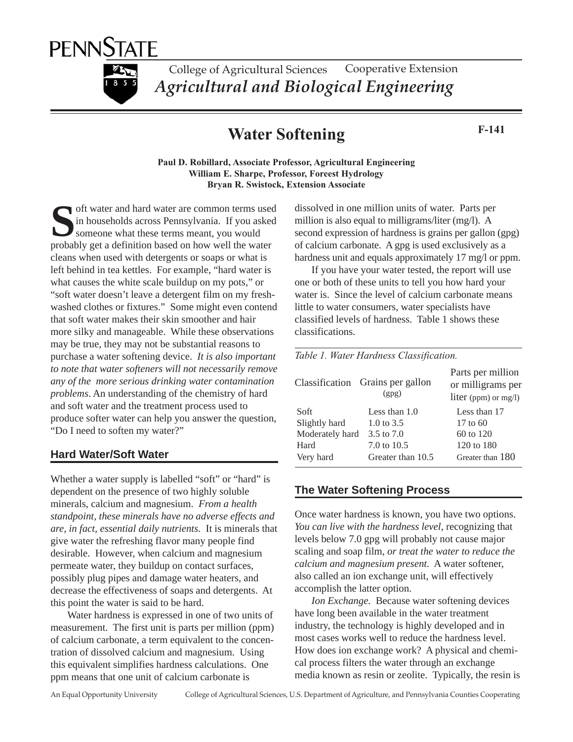PENNSTATE

College of Agricultural Sciences Cooperative Extension

*Agricultural and Biological Engineering*

# Water Softening

**F-141**

**Paul D. Robillard, Associate Professor, Agricultural Engineering**
**William E. Sharpe, Professor, Foreest Hydrology**
**Bryan R. Swistock, Extension Associate**

Soft water and hard water are common terms used in households across Pennsylvania. If you asked someone what these terms meant, you would probably get a definition based on how well the water cleans when used with detergents or soaps or what is left behind in tea kettles. For example, "hard water is what causes the white scale buildup on my pots," or "soft water doesn't leave a detergent film on my fresh-washed clothes or fixtures." Some might even contend that soft water makes their skin smoother and hair more silky and manageable. While these observations may be true, they may not be substantial reasons to purchase a water softening device. *It is also important to note that water softeners will not necessarily remove any of the more serious drinking water contamination problems*. An understanding of the chemistry of hard and soft water and the treatment process used to produce softer water can help you answer the question, "Do I need to soften my water?"

## Hard Water/Soft Water

Whether a water supply is labelled "soft" or "hard" is dependent on the presence of two highly soluble minerals, calcium and magnesium. *From a health standpoint, these minerals have no adverse effects and are, in fact, essential daily nutrients.* It is minerals that give water the refreshing flavor many people find desirable. However, when calcium and magnesium permeate water, they buildup on contact surfaces, possibly plug pipes and damage water heaters, and decrease the effectiveness of soaps and detergents. At this point the water is said to be hard.

Water hardness is expressed in one of two units of measurement. The first unit is parts per million (ppm) of calcium carbonate, a term equivalent to the concentration of dissolved calcium and magnesium. Using this equivalent simplifies hardness calculations. One ppm means that one unit of calcium carbonate is dissolved in one million units of water. Parts per million is also equal to milligrams/liter (mg/l). A second expression of hardness is grains per gallon (gpg) of calcium carbonate. A gpg is used exclusively as a hardness unit and equals approximately 17 mg/l or ppm.

If you have your water tested, the report will use one or both of these units to tell you how hard your water is. Since the level of calcium carbonate means little to water consumers, water specialists have classified levels of hardness. Table 1 shows these classifications.

*Table 1. Water Hardness Classification.*

| Classification | Grains per gallon (gpg) | Parts per million or milligrams per liter (ppm) or mg/l) |
|---|---|---|
| Soft | Less than 1.0 | Less than 17 |
| Slightly hard | 1.0 to 3.5 | 17 to 60 |
| Moderately hard | 3.5 to 7.0 | 60 to 120 |
| Hard | 7.0 to 10.5 | 120 to 180 |
| Very hard | Greater than 10.5 | Greater than 180 |

## The Water Softening Process

Once water hardness is known, you have two options. *You can live with the hardness level*, recognizing that levels below 7.0 gpg will probably not cause major scaling and soap film, *or treat the water to reduce the calcium and magnesium present.* A water softener, also called an ion exchange unit, will effectively accomplish the latter option.

*Ion Exchange.* Because water softening devices have long been available in the water treatment industry, the technology is highly developed and in most cases works well to reduce the hardness level. How does ion exchange work? A physical and chemical process filters the water through an exchange media known as resin or zeolite. Typically, the resin is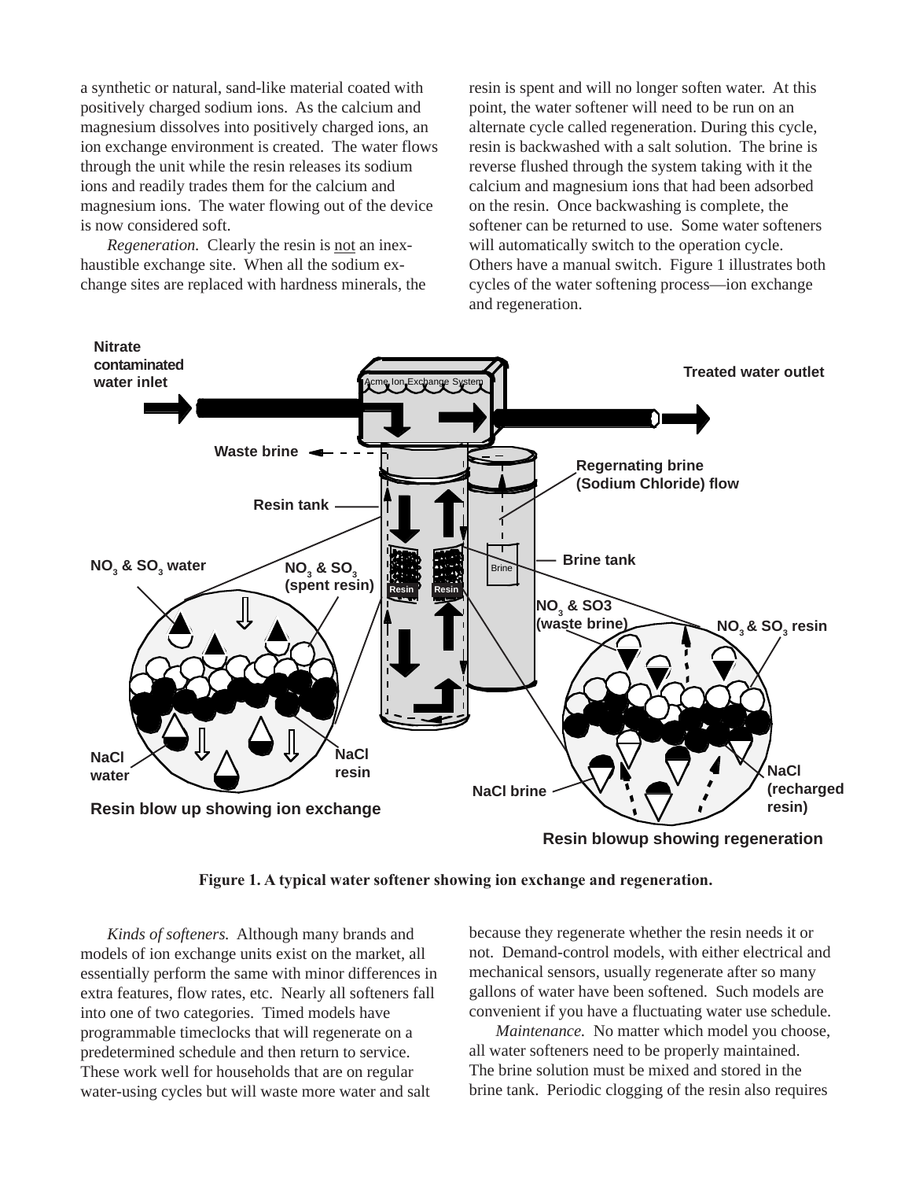a synthetic or natural, sand-like material coated with positively charged sodium ions. As the calcium and magnesium dissolves into positively charged ions, an ion exchange environment is created. The water flows through the unit while the resin releases its sodium ions and readily trades them for the calcium and magnesium ions. The water flowing out of the device is now considered soft.

*Regeneration.* Clearly the resin is not an inexhaustible exchange site. When all the sodium exchange sites are replaced with hardness minerals, the resin is spent and will no longer soften water. At this point, the water softener will need to be run on an alternate cycle called regeneration. During this cycle, resin is backwashed with a salt solution. The brine is reverse flushed through the system taking with it the calcium and magnesium ions that had been adsorbed on the resin. Once backwashing is complete, the softener can be returned to use. Some water softeners will automatically switch to the operation cycle. Others have a manual switch. Figure 1 illustrates both cycles of the water softening process—ion exchange and regeneration.

**Figure 1. A typical water softener showing ion exchange and regeneration.**

*Kinds of softeners.* Although many brands and models of ion exchange units exist on the market, all essentially perform the same with minor differences in extra features, flow rates, etc. Nearly all softeners fall into one of two categories. Timed models have programmable timeclocks that will regenerate on a predetermined schedule and then return to service. These work well for households that are on regular water-using cycles but will waste more water and salt because they regenerate whether the resin needs it or not. Demand-control models, with either electrical and mechanical sensors, usually regenerate after so many gallons of water have been softened. Such models are convenient if you have a fluctuating water use schedule.

*Maintenance.* No matter which model you choose, all water softeners need to be properly maintained. The brine solution must be mixed and stored in the brine tank. Periodic clogging of the resin also requires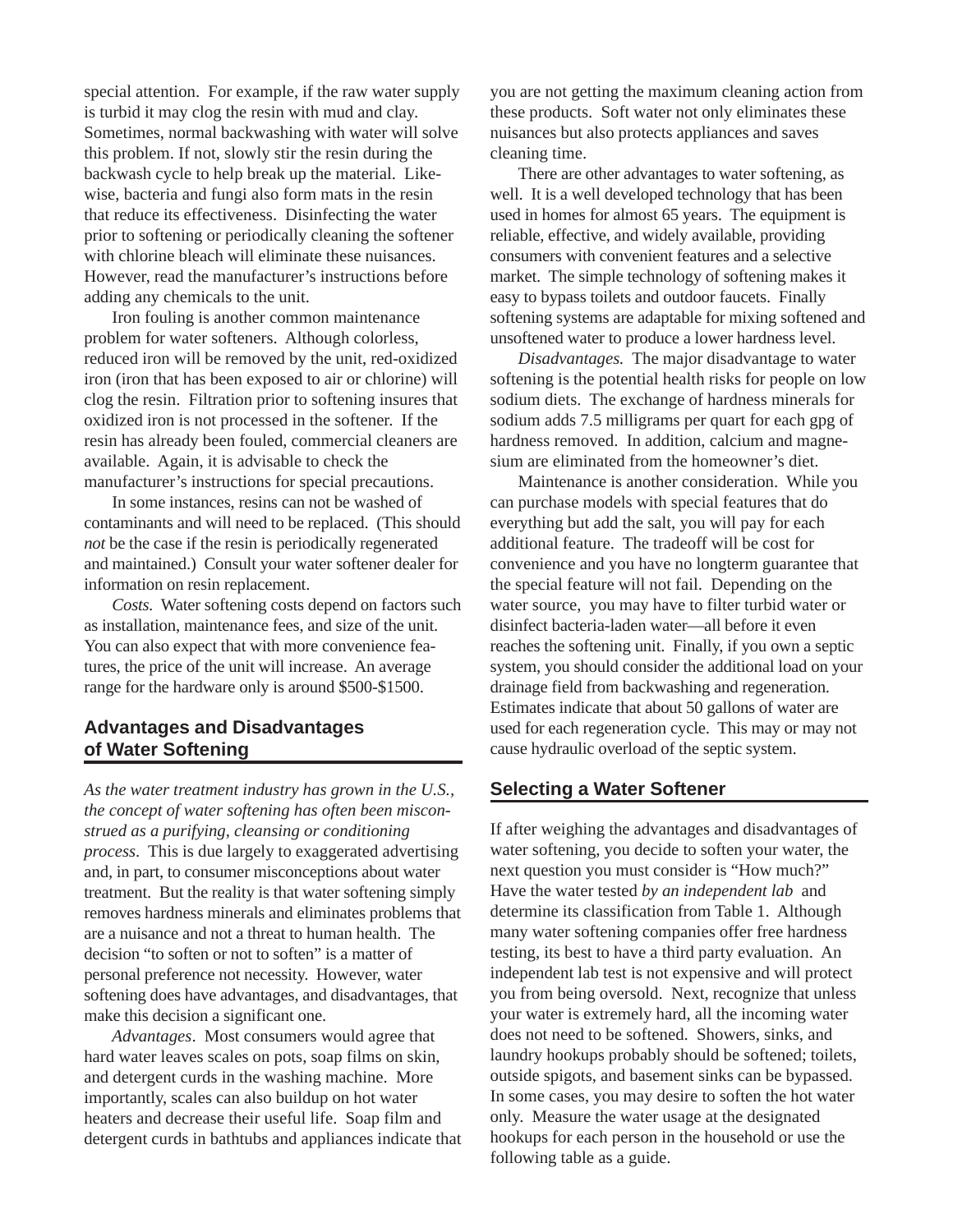special attention. For example, if the raw water supply is turbid it may clog the resin with mud and clay. Sometimes, normal backwashing with water will solve this problem. If not, slowly stir the resin during the backwash cycle to help break up the material. Likewise, bacteria and fungi also form mats in the resin that reduce its effectiveness. Disinfecting the water prior to softening or periodically cleaning the softener with chlorine bleach will eliminate these nuisances. However, read the manufacturer's instructions before adding any chemicals to the unit.

Iron fouling is another common maintenance problem for water softeners. Although colorless, reduced iron will be removed by the unit, red-oxidized iron (iron that has been exposed to air or chlorine) will clog the resin. Filtration prior to softening insures that oxidized iron is not processed in the softener. If the resin has already been fouled, commercial cleaners are available. Again, it is advisable to check the manufacturer's instructions for special precautions.

In some instances, resins can not be washed of contaminants and will need to be replaced. (This should *not* be the case if the resin is periodically regenerated and maintained.) Consult your water softener dealer for information on resin replacement.

*Costs.* Water softening costs depend on factors such as installation, maintenance fees, and size of the unit. You can also expect that with more convenience features, the price of the unit will increase. An average range for the hardware only is around $500-$1500.

## Advantages and Disadvantages of Water Softening

*As the water treatment industry has grown in the U.S., the concept of water softening has often been misconstrued as a purifying, cleansing or conditioning process.* This is due largely to exaggerated advertising and, in part, to consumer misconceptions about water treatment. But the reality is that water softening simply removes hardness minerals and eliminates problems that are a nuisance and not a threat to human health. The decision "to soften or not to soften" is a matter of personal preference not necessity. However, water softening does have advantages, and disadvantages, that make this decision a significant one.

*Advantages*. Most consumers would agree that hard water leaves scales on pots, soap films on skin, and detergent curds in the washing machine. More importantly, scales can also buildup on hot water heaters and decrease their useful life. Soap film and detergent curds in bathtubs and appliances indicate that you are not getting the maximum cleaning action from these products. Soft water not only eliminates these nuisances but also protects appliances and saves cleaning time.

There are other advantages to water softening, as well. It is a well developed technology that has been used in homes for almost 65 years. The equipment is reliable, effective, and widely available, providing consumers with convenient features and a selective market. The simple technology of softening makes it easy to bypass toilets and outdoor faucets. Finally softening systems are adaptable for mixing softened and unsoftened water to produce a lower hardness level.

*Disadvantages.* The major disadvantage to water softening is the potential health risks for people on low sodium diets. The exchange of hardness minerals for sodium adds 7.5 milligrams per quart for each gpg of hardness removed. In addition, calcium and magnesium are eliminated from the homeowner's diet.

Maintenance is another consideration. While you can purchase models with special features that do everything but add the salt, you will pay for each additional feature. The tradeoff will be cost for convenience and you have no longterm guarantee that the special feature will not fail. Depending on the water source, you may have to filter turbid water or disinfect bacteria-laden water—all before it even reaches the softening unit. Finally, if you own a septic system, you should consider the additional load on your drainage field from backwashing and regeneration. Estimates indicate that about 50 gallons of water are used for each regeneration cycle. This may or may not cause hydraulic overload of the septic system.

## Selecting a Water Softener

If after weighing the advantages and disadvantages of water softening, you decide to soften your water, the next question you must consider is "How much?" Have the water tested *by an independent lab* and determine its classification from Table 1. Although many water softening companies offer free hardness testing, its best to have a third party evaluation. An independent lab test is not expensive and will protect you from being oversold. Next, recognize that unless your water is extremely hard, all the incoming water does not need to be softened. Showers, sinks, and laundry hookups probably should be softened; toilets, outside spigots, and basement sinks can be bypassed. In some cases, you may desire to soften the hot water only. Measure the water usage at the designated hookups for each person in the household or use the following table as a guide.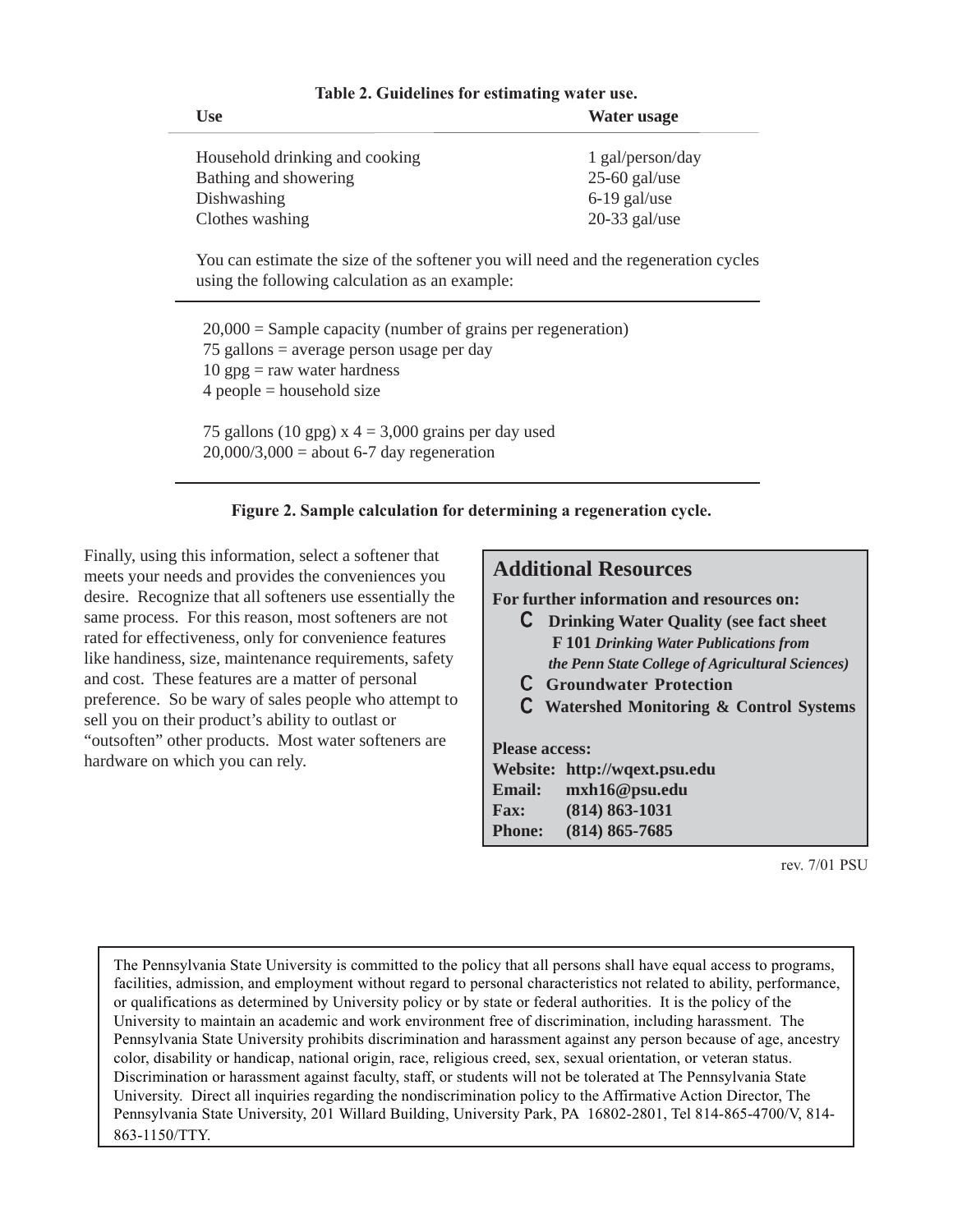**Table 2. Guidelines for estimating water use.**

| Use | Water usage |
|---|---|
| Household drinking and cooking | 1 gal/person/day |
| Bathing and showering | 25-60 gal/use |
| Dishwashing | 6-19 gal/use |
| Clothes washing | 20-33 gal/use |

You can estimate the size of the softener you will need and the regeneration cycles using the following calculation as an example:

20,000 = Sample capacity (number of grains per regeneration)
75 gallons = average person usage per day
10 gpg = raw water hardness
4 people = household size

75 gallons (10 gpg) x 4 = 3,000 grains per day used
20,000/3,000 = about 6-7 day regeneration

**Figure 2. Sample calculation for determining a regeneration cycle.**

Finally, using this information, select a softener that meets your needs and provides the conveniences you desire. Recognize that all softeners use essentially the same process. For this reason, most softeners are not rated for effectiveness, only for convenience features like handiness, size, maintenance requirements, safety and cost. These features are a matter of personal preference. So be wary of sales people who attempt to sell you on their product's ability to outlast or "outsoften" other products. Most water softeners are hardware on which you can rely.

## Additional Resources

**For further information and resources on:**

- **Drinking Water Quality (see fact sheet F 101** ***Drinking Water Publications from the Penn State College of Agricultural Sciences)***
- **Groundwater Protection**
- **Watershed Monitoring & Control Systems**

**Please access:**
**Website: http://wqext.psu.edu**
**Email: mxh16@psu.edu**
**Fax: (814) 863-1031**
**Phone: (814) 865-7685**

rev. 7/01 PSU

The Pennsylvania State University is committed to the policy that all persons shall have equal access to programs, facilities, admission, and employment without regard to personal characteristics not related to ability, performance, or qualifications as determined by University policy or by state or federal authorities. It is the policy of the University to maintain an academic and work environment free of discrimination, including harassment. The Pennsylvania State University prohibits discrimination and harassment against any person because of age, ancestry color, disability or handicap, national origin, race, religious creed, sex, sexual orientation, or veteran status. Discrimination or harassment against faculty, staff, or students will not be tolerated at The Pennsylvania State University. Direct all inquiries regarding the nondiscrimination policy to the Affirmative Action Director, The Pennsylvania State University, 201 Willard Building, University Park, PA 16802-2801, Tel 814-865-4700/V, 814-863-1150/TTY.